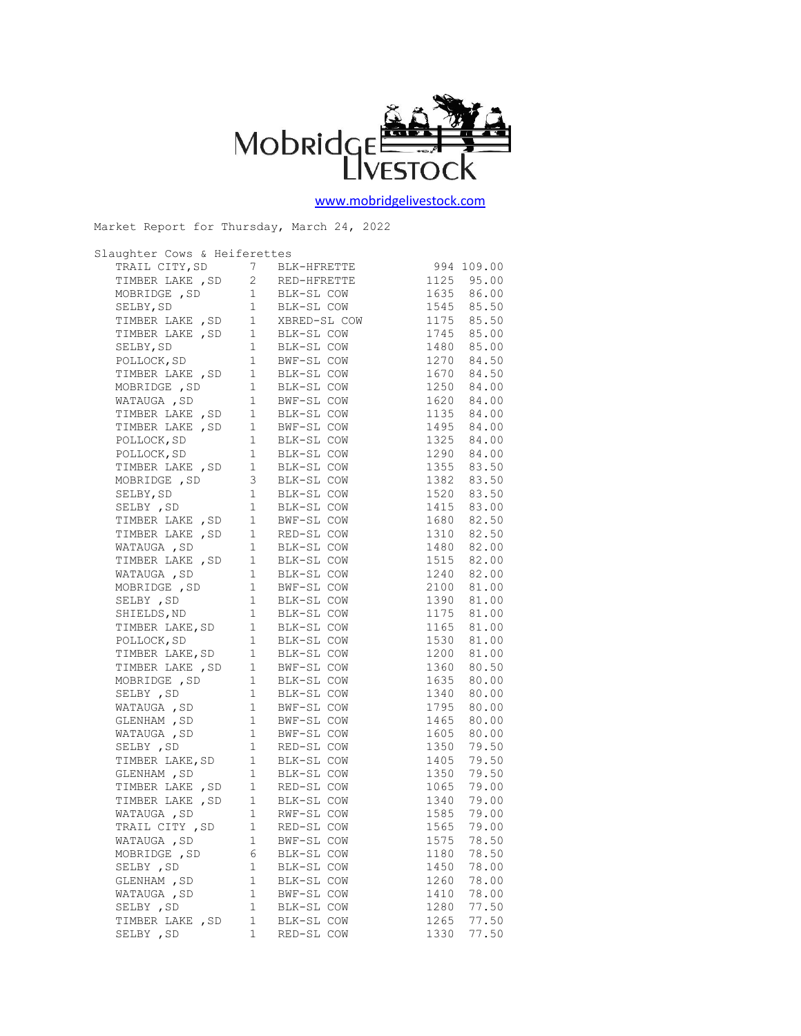Mobridge Livestock

www.mobridgelivestock.com

Market Report for Thursday, March 24, 2022

Slaughter Cows & Heiferettes

| Location | Head | Description | Weight | Price |
|---|---|---|---|---|
| TRAIL CITY,SD | 7 | BLK-HFRETTE | 994 | 109.00 |
| TIMBER LAKE ,SD | 2 | RED-HFRETTE | 1125 | 95.00 |
| MOBRIDGE ,SD | 1 | BLK-SL COW | 1635 | 86.00 |
| SELBY,SD | 1 | BLK-SL COW | 1545 | 85.50 |
| TIMBER LAKE ,SD | 1 | XBRED-SL COW | 1175 | 85.50 |
| TIMBER LAKE ,SD | 1 | BLK-SL COW | 1745 | 85.00 |
| SELBY,SD | 1 | BLK-SL COW | 1480 | 85.00 |
| POLLOCK,SD | 1 | BWF-SL COW | 1270 | 84.50 |
| TIMBER LAKE ,SD | 1 | BLK-SL COW | 1670 | 84.50 |
| MOBRIDGE ,SD | 1 | BLK-SL COW | 1250 | 84.00 |
| WATAUGA ,SD | 1 | BWF-SL COW | 1620 | 84.00 |
| TIMBER LAKE ,SD | 1 | BLK-SL COW | 1135 | 84.00 |
| TIMBER LAKE ,SD | 1 | BWF-SL COW | 1495 | 84.00 |
| POLLOCK,SD | 1 | BLK-SL COW | 1325 | 84.00 |
| POLLOCK,SD | 1 | BLK-SL COW | 1290 | 84.00 |
| TIMBER LAKE ,SD | 1 | BLK-SL COW | 1355 | 83.50 |
| MOBRIDGE ,SD | 3 | BLK-SL COW | 1382 | 83.50 |
| SELBY,SD | 1 | BLK-SL COW | 1520 | 83.50 |
| SELBY ,SD | 1 | BLK-SL COW | 1415 | 83.00 |
| TIMBER LAKE ,SD | 1 | BWF-SL COW | 1680 | 82.50 |
| TIMBER LAKE ,SD | 1 | RED-SL COW | 1310 | 82.50 |
| WATAUGA ,SD | 1 | BLK-SL COW | 1480 | 82.00 |
| TIMBER LAKE ,SD | 1 | BLK-SL COW | 1515 | 82.00 |
| WATAUGA ,SD | 1 | BLK-SL COW | 1240 | 82.00 |
| MOBRIDGE ,SD | 1 | BWF-SL COW | 2100 | 81.00 |
| SELBY ,SD | 1 | BLK-SL COW | 1390 | 81.00 |
| SHIELDS,ND | 1 | BLK-SL COW | 1175 | 81.00 |
| TIMBER LAKE,SD | 1 | BLK-SL COW | 1165 | 81.00 |
| POLLOCK,SD | 1 | BLK-SL COW | 1530 | 81.00 |
| TIMBER LAKE,SD | 1 | BLK-SL COW | 1200 | 81.00 |
| TIMBER LAKE ,SD | 1 | BWF-SL COW | 1360 | 80.50 |
| MOBRIDGE ,SD | 1 | BLK-SL COW | 1635 | 80.00 |
| SELBY ,SD | 1 | BLK-SL COW | 1340 | 80.00 |
| WATAUGA ,SD | 1 | BWF-SL COW | 1795 | 80.00 |
| GLENHAM ,SD | 1 | BWF-SL COW | 1465 | 80.00 |
| WATAUGA ,SD | 1 | BWF-SL COW | 1605 | 80.00 |
| SELBY ,SD | 1 | RED-SL COW | 1350 | 79.50 |
| TIMBER LAKE,SD | 1 | BLK-SL COW | 1405 | 79.50 |
| GLENHAM ,SD | 1 | BLK-SL COW | 1350 | 79.50 |
| TIMBER LAKE ,SD | 1 | RED-SL COW | 1065 | 79.00 |
| TIMBER LAKE ,SD | 1 | BLK-SL COW | 1340 | 79.00 |
| WATAUGA ,SD | 1 | RWF-SL COW | 1585 | 79.00 |
| TRAIL CITY ,SD | 1 | RED-SL COW | 1565 | 79.00 |
| WATAUGA ,SD | 1 | BWF-SL COW | 1575 | 78.50 |
| MOBRIDGE ,SD | 6 | BLK-SL COW | 1180 | 78.50 |
| SELBY ,SD | 1 | BLK-SL COW | 1450 | 78.00 |
| GLENHAM ,SD | 1 | BLK-SL COW | 1260 | 78.00 |
| WATAUGA ,SD | 1 | BWF-SL COW | 1410 | 78.00 |
| SELBY ,SD | 1 | BLK-SL COW | 1280 | 77.50 |
| TIMBER LAKE ,SD | 1 | BLK-SL COW | 1265 | 77.50 |
| SELBY ,SD | 1 | RED-SL COW | 1330 | 77.50 |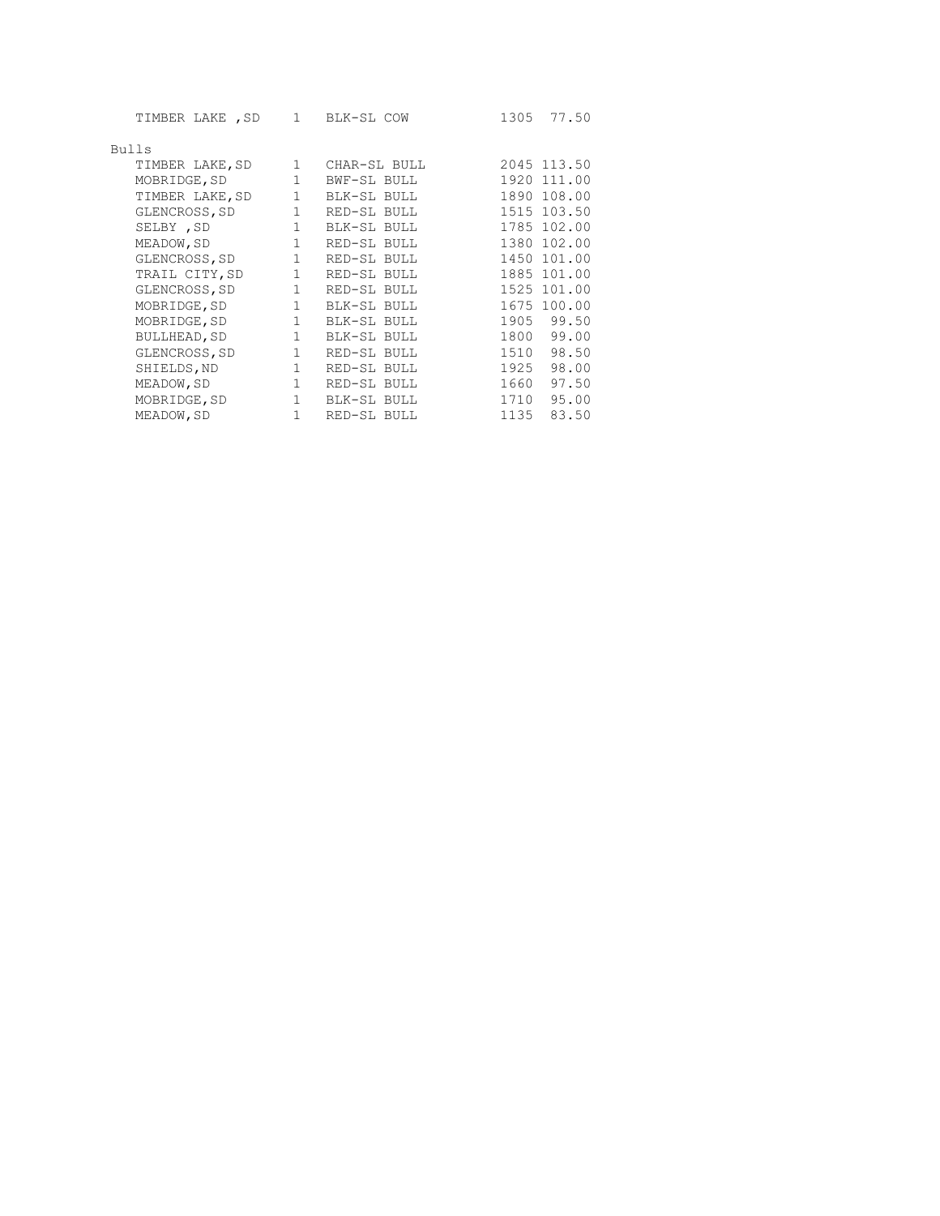| | | | | |
|---|---|---|---|---|
| TIMBER LAKE ,SD | 1 | BLK-SL COW | 1305 | 77.50 |

Bulls

| | | | | |
|---|---|---|---|---|
| TIMBER LAKE,SD | 1 | CHAR-SL BULL | 2045 | 113.50 |
| MOBRIDGE,SD | 1 | BWF-SL BULL | 1920 | 111.00 |
| TIMBER LAKE,SD | 1 | BLK-SL BULL | 1890 | 108.00 |
| GLENCROSS,SD | 1 | RED-SL BULL | 1515 | 103.50 |
| SELBY ,SD | 1 | BLK-SL BULL | 1785 | 102.00 |
| MEADOW,SD | 1 | RED-SL BULL | 1380 | 102.00 |
| GLENCROSS,SD | 1 | RED-SL BULL | 1450 | 101.00 |
| TRAIL CITY,SD | 1 | RED-SL BULL | 1885 | 101.00 |
| GLENCROSS,SD | 1 | RED-SL BULL | 1525 | 101.00 |
| MOBRIDGE,SD | 1 | BLK-SL BULL | 1675 | 100.00 |
| MOBRIDGE,SD | 1 | BLK-SL BULL | 1905 | 99.50 |
| BULLHEAD,SD | 1 | BLK-SL BULL | 1800 | 99.00 |
| GLENCROSS,SD | 1 | RED-SL BULL | 1510 | 98.50 |
| SHIELDS,ND | 1 | RED-SL BULL | 1925 | 98.00 |
| MEADOW,SD | 1 | RED-SL BULL | 1660 | 97.50 |
| MOBRIDGE,SD | 1 | BLK-SL BULL | 1710 | 95.00 |
| MEADOW,SD | 1 | RED-SL BULL | 1135 | 83.50 |